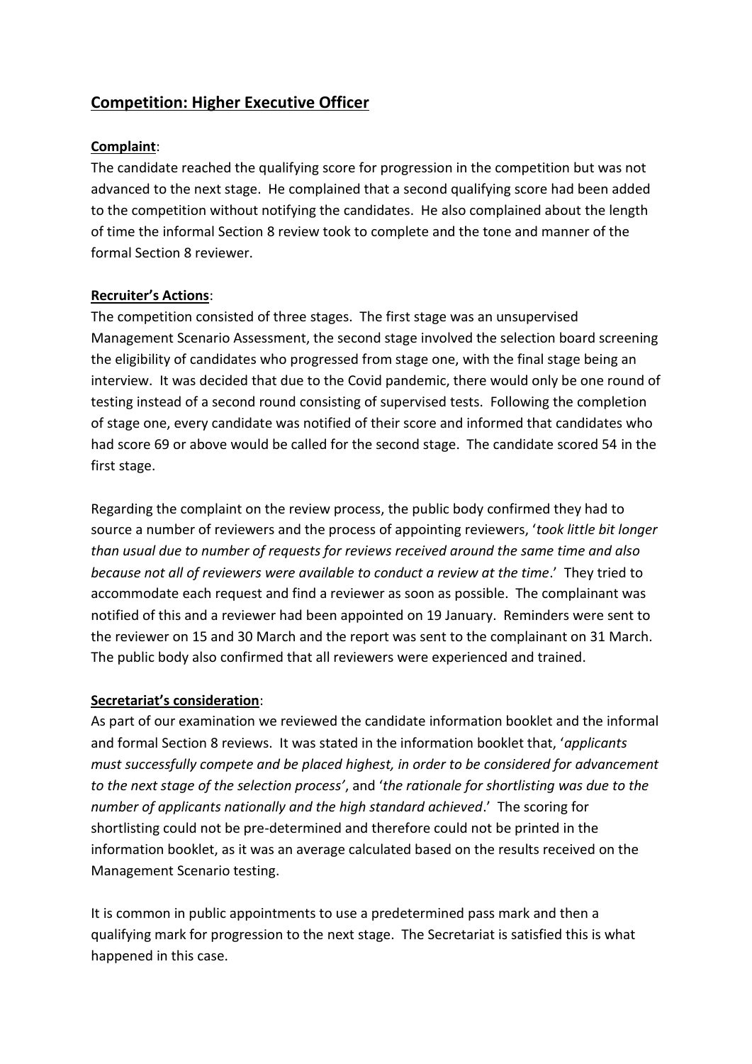## Competition: Higher Executive Officer

**Complaint**:

The candidate reached the qualifying score for progression in the competition but was not advanced to the next stage. He complained that a second qualifying score had been added to the competition without notifying the candidates. He also complained about the length of time the informal Section 8 review took to complete and the tone and manner of the formal Section 8 reviewer.

**Recruiter's Actions**:

The competition consisted of three stages. The first stage was an unsupervised Management Scenario Assessment, the second stage involved the selection board screening the eligibility of candidates who progressed from stage one, with the final stage being an interview. It was decided that due to the Covid pandemic, there would only be one round of testing instead of a second round consisting of supervised tests. Following the completion of stage one, every candidate was notified of their score and informed that candidates who had score 69 or above would be called for the second stage. The candidate scored 54 in the first stage.

Regarding the complaint on the review process, the public body confirmed they had to source a number of reviewers and the process of appointing reviewers, '*took little bit longer than usual due to number of requests for reviews received around the same time and also because not all of reviewers were available to conduct a review at the time*.' They tried to accommodate each request and find a reviewer as soon as possible. The complainant was notified of this and a reviewer had been appointed on 19 January. Reminders were sent to the reviewer on 15 and 30 March and the report was sent to the complainant on 31 March. The public body also confirmed that all reviewers were experienced and trained.

**Secretariat's consideration**:

As part of our examination we reviewed the candidate information booklet and the informal and formal Section 8 reviews. It was stated in the information booklet that, '*applicants must successfully compete and be placed highest, in order to be considered for advancement to the next stage of the selection process'*, and '*the rationale for shortlisting was due to the number of applicants nationally and the high standard achieved*.' The scoring for shortlisting could not be pre-determined and therefore could not be printed in the information booklet, as it was an average calculated based on the results received on the Management Scenario testing.

It is common in public appointments to use a predetermined pass mark and then a qualifying mark for progression to the next stage. The Secretariat is satisfied this is what happened in this case.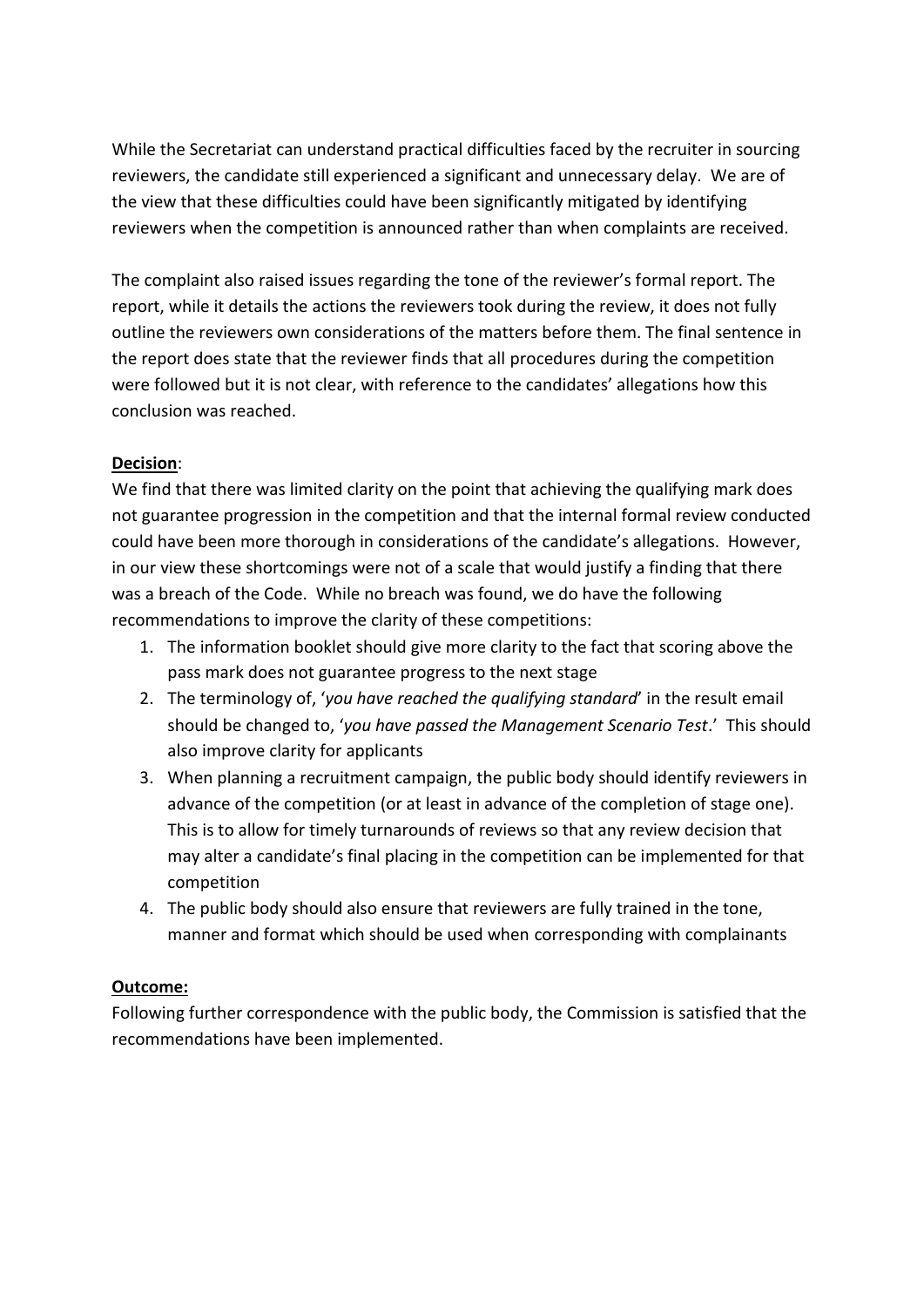While the Secretariat can understand practical difficulties faced by the recruiter in sourcing reviewers, the candidate still experienced a significant and unnecessary delay. We are of the view that these difficulties could have been significantly mitigated by identifying reviewers when the competition is announced rather than when complaints are received.

The complaint also raised issues regarding the tone of the reviewer's formal report. The report, while it details the actions the reviewers took during the review, it does not fully outline the reviewers own considerations of the matters before them. The final sentence in the report does state that the reviewer finds that all procedures during the competition were followed but it is not clear, with reference to the candidates' allegations how this conclusion was reached.

**Decision**:
We find that there was limited clarity on the point that achieving the qualifying mark does not guarantee progression in the competition and that the internal formal review conducted could have been more thorough in considerations of the candidate's allegations. However, in our view these shortcomings were not of a scale that would justify a finding that there was a breach of the Code. While no breach was found, we do have the following recommendations to improve the clarity of these competitions:

1. The information booklet should give more clarity to the fact that scoring above the pass mark does not guarantee progress to the next stage
2. The terminology of, '*you have reached the qualifying standard*' in the result email should be changed to, '*you have passed the Management Scenario Test*.' This should also improve clarity for applicants
3. When planning a recruitment campaign, the public body should identify reviewers in advance of the competition (or at least in advance of the completion of stage one). This is to allow for timely turnarounds of reviews so that any review decision that may alter a candidate's final placing in the competition can be implemented for that competition
4. The public body should also ensure that reviewers are fully trained in the tone, manner and format which should be used when corresponding with complainants

**Outcome:**
Following further correspondence with the public body, the Commission is satisfied that the recommendations have been implemented.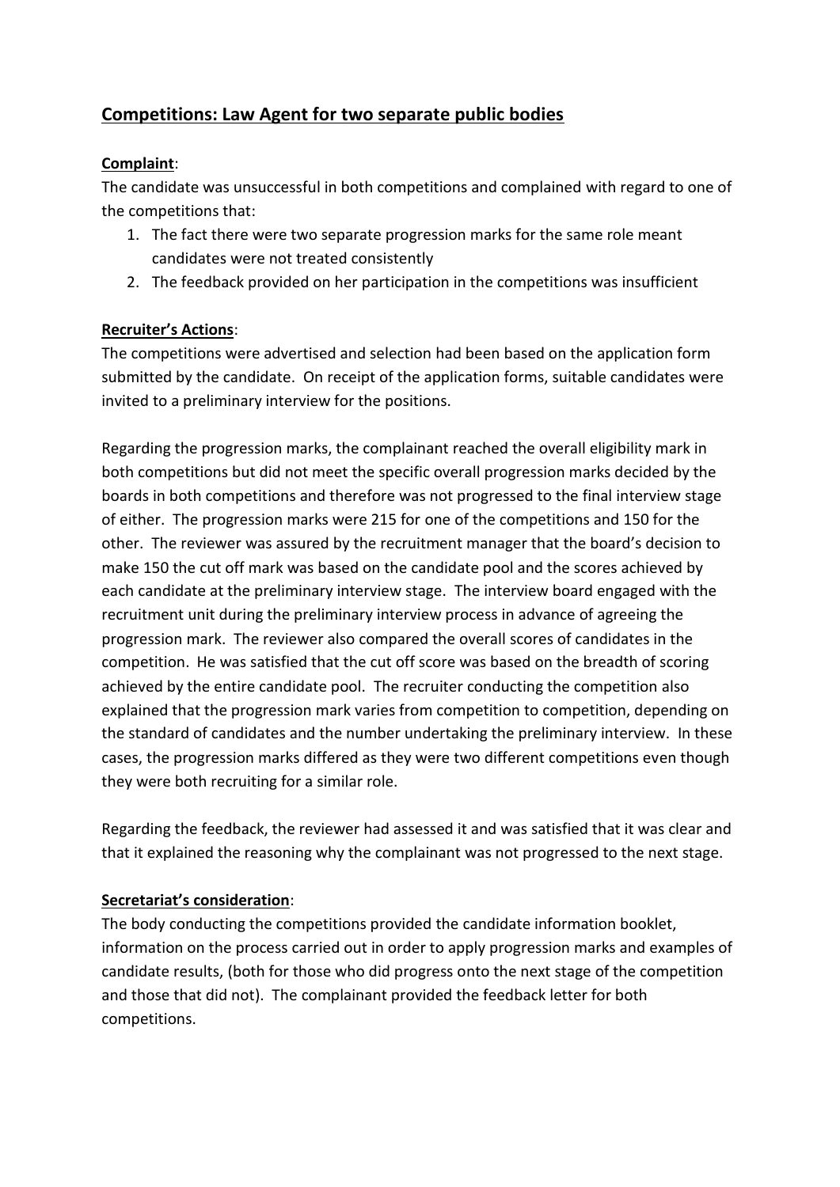## Competitions: Law Agent for two separate public bodies

**Complaint**:

The candidate was unsuccessful in both competitions and complained with regard to one of the competitions that:

1. The fact there were two separate progression marks for the same role meant candidates were not treated consistently
2. The feedback provided on her participation in the competitions was insufficient

**Recruiter's Actions**:

The competitions were advertised and selection had been based on the application form submitted by the candidate. On receipt of the application forms, suitable candidates were invited to a preliminary interview for the positions.

Regarding the progression marks, the complainant reached the overall eligibility mark in both competitions but did not meet the specific overall progression marks decided by the boards in both competitions and therefore was not progressed to the final interview stage of either. The progression marks were 215 for one of the competitions and 150 for the other. The reviewer was assured by the recruitment manager that the board's decision to make 150 the cut off mark was based on the candidate pool and the scores achieved by each candidate at the preliminary interview stage. The interview board engaged with the recruitment unit during the preliminary interview process in advance of agreeing the progression mark. The reviewer also compared the overall scores of candidates in the competition. He was satisfied that the cut off score was based on the breadth of scoring achieved by the entire candidate pool. The recruiter conducting the competition also explained that the progression mark varies from competition to competition, depending on the standard of candidates and the number undertaking the preliminary interview. In these cases, the progression marks differed as they were two different competitions even though they were both recruiting for a similar role.

Regarding the feedback, the reviewer had assessed it and was satisfied that it was clear and that it explained the reasoning why the complainant was not progressed to the next stage.

**Secretariat's consideration**:

The body conducting the competitions provided the candidate information booklet, information on the process carried out in order to apply progression marks and examples of candidate results, (both for those who did progress onto the next stage of the competition and those that did not). The complainant provided the feedback letter for both competitions.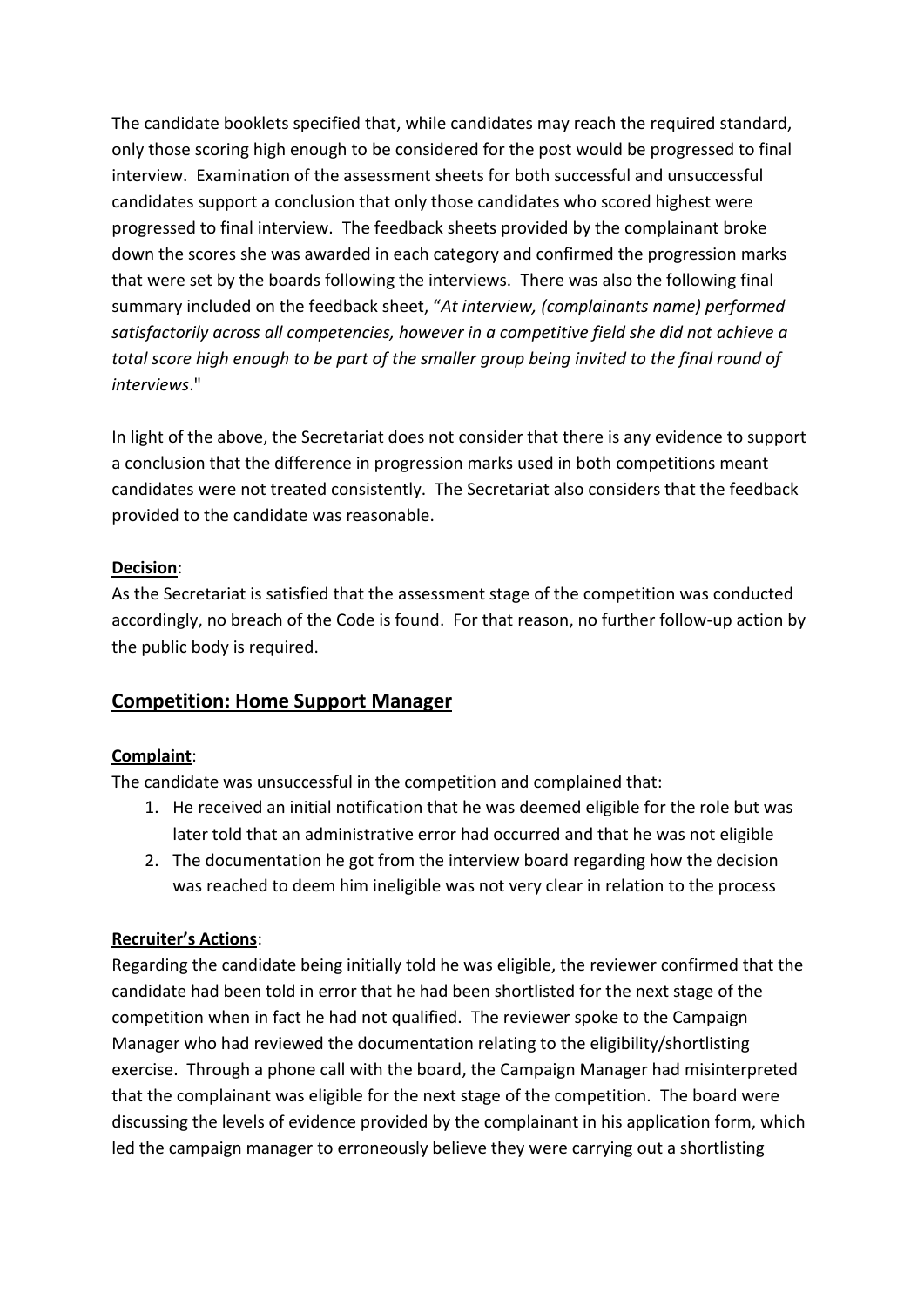The candidate booklets specified that, while candidates may reach the required standard, only those scoring high enough to be considered for the post would be progressed to final interview. Examination of the assessment sheets for both successful and unsuccessful candidates support a conclusion that only those candidates who scored highest were progressed to final interview. The feedback sheets provided by the complainant broke down the scores she was awarded in each category and confirmed the progression marks that were set by the boards following the interviews. There was also the following final summary included on the feedback sheet, "*At interview, (complainants name) performed satisfactorily across all competencies, however in a competitive field she did not achieve a total score high enough to be part of the smaller group being invited to the final round of interviews*."

In light of the above, the Secretariat does not consider that there is any evidence to support a conclusion that the difference in progression marks used in both competitions meant candidates were not treated consistently. The Secretariat also considers that the feedback provided to the candidate was reasonable.

**Decision**:
As the Secretariat is satisfied that the assessment stage of the competition was conducted accordingly, no breach of the Code is found. For that reason, no further follow-up action by the public body is required.

## Competition: Home Support Manager

**Complaint**:
The candidate was unsuccessful in the competition and complained that:

1. He received an initial notification that he was deemed eligible for the role but was later told that an administrative error had occurred and that he was not eligible
2. The documentation he got from the interview board regarding how the decision was reached to deem him ineligible was not very clear in relation to the process

**Recruiter's Actions**:
Regarding the candidate being initially told he was eligible, the reviewer confirmed that the candidate had been told in error that he had been shortlisted for the next stage of the competition when in fact he had not qualified. The reviewer spoke to the Campaign Manager who had reviewed the documentation relating to the eligibility/shortlisting exercise. Through a phone call with the board, the Campaign Manager had misinterpreted that the complainant was eligible for the next stage of the competition. The board were discussing the levels of evidence provided by the complainant in his application form, which led the campaign manager to erroneously believe they were carrying out a shortlisting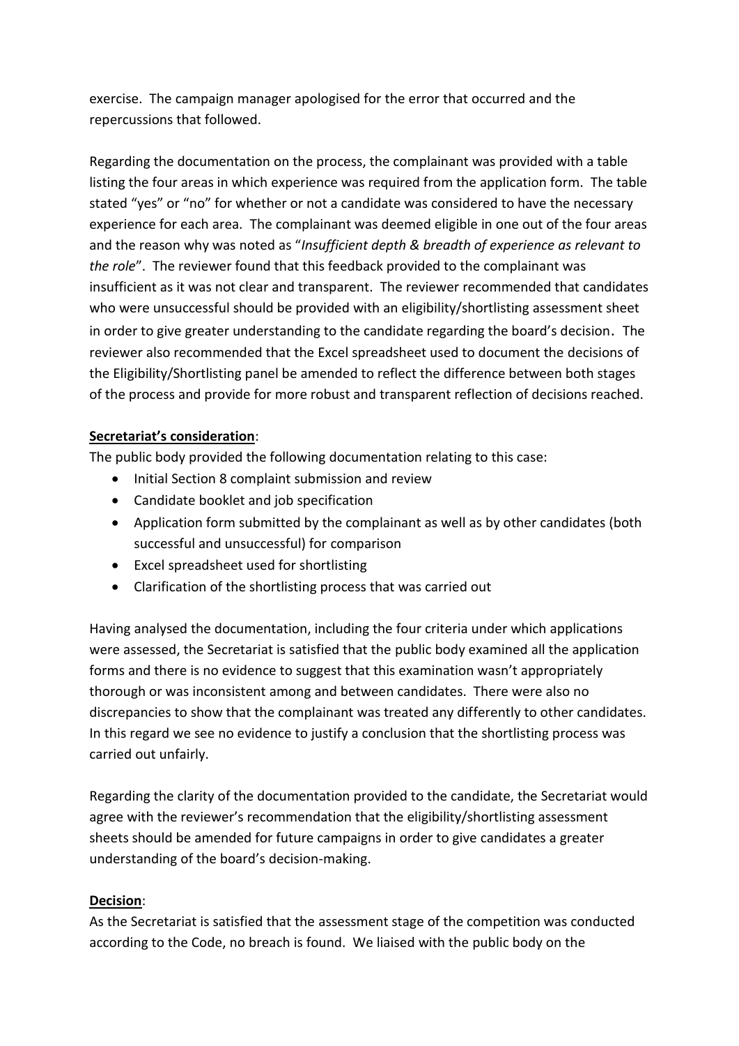exercise. The campaign manager apologised for the error that occurred and the repercussions that followed.

Regarding the documentation on the process, the complainant was provided with a table listing the four areas in which experience was required from the application form. The table stated "yes" or "no" for whether or not a candidate was considered to have the necessary experience for each area. The complainant was deemed eligible in one out of the four areas and the reason why was noted as "*Insufficient depth & breadth of experience as relevant to the role*". The reviewer found that this feedback provided to the complainant was insufficient as it was not clear and transparent. The reviewer recommended that candidates who were unsuccessful should be provided with an eligibility/shortlisting assessment sheet in order to give greater understanding to the candidate regarding the board's decision. The reviewer also recommended that the Excel spreadsheet used to document the decisions of the Eligibility/Shortlisting panel be amended to reflect the difference between both stages of the process and provide for more robust and transparent reflection of decisions reached.

**<u>Secretariat's consideration</u>**:

The public body provided the following documentation relating to this case:

- Initial Section 8 complaint submission and review
- Candidate booklet and job specification
- Application form submitted by the complainant as well as by other candidates (both successful and unsuccessful) for comparison
- Excel spreadsheet used for shortlisting
- Clarification of the shortlisting process that was carried out

Having analysed the documentation, including the four criteria under which applications were assessed, the Secretariat is satisfied that the public body examined all the application forms and there is no evidence to suggest that this examination wasn't appropriately thorough or was inconsistent among and between candidates. There were also no discrepancies to show that the complainant was treated any differently to other candidates. In this regard we see no evidence to justify a conclusion that the shortlisting process was carried out unfairly.

Regarding the clarity of the documentation provided to the candidate, the Secretariat would agree with the reviewer's recommendation that the eligibility/shortlisting assessment sheets should be amended for future campaigns in order to give candidates a greater understanding of the board's decision-making.

**<u>Decision</u>**:

As the Secretariat is satisfied that the assessment stage of the competition was conducted according to the Code, no breach is found. We liaised with the public body on the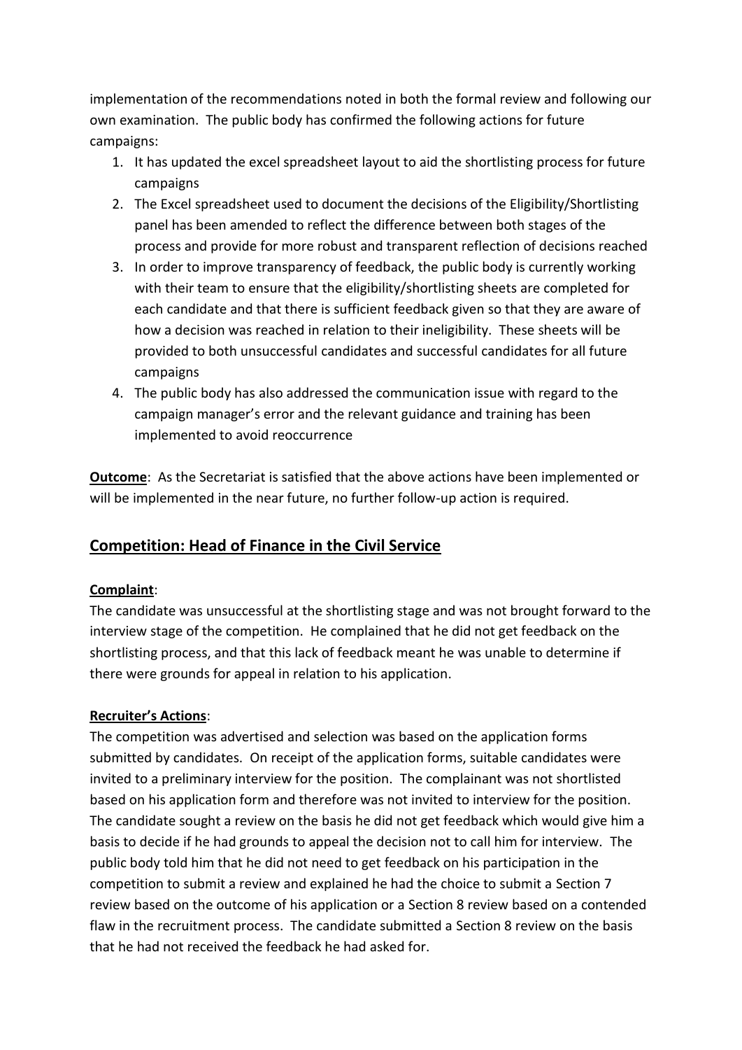implementation of the recommendations noted in both the formal review and following our own examination. The public body has confirmed the following actions for future campaigns:

1. It has updated the excel spreadsheet layout to aid the shortlisting process for future campaigns
2. The Excel spreadsheet used to document the decisions of the Eligibility/Shortlisting panel has been amended to reflect the difference between both stages of the process and provide for more robust and transparent reflection of decisions reached
3. In order to improve transparency of feedback, the public body is currently working with their team to ensure that the eligibility/shortlisting sheets are completed for each candidate and that there is sufficient feedback given so that they are aware of how a decision was reached in relation to their ineligibility. These sheets will be provided to both unsuccessful candidates and successful candidates for all future campaigns
4. The public body has also addressed the communication issue with regard to the campaign manager's error and the relevant guidance and training has been implemented to avoid reoccurrence

**Outcome**: As the Secretariat is satisfied that the above actions have been implemented or will be implemented in the near future, no further follow-up action is required.

## Competition: Head of Finance in the Civil Service

**Complaint**:

The candidate was unsuccessful at the shortlisting stage and was not brought forward to the interview stage of the competition. He complained that he did not get feedback on the shortlisting process, and that this lack of feedback meant he was unable to determine if there were grounds for appeal in relation to his application.

**Recruiter's Actions**:

The competition was advertised and selection was based on the application forms submitted by candidates. On receipt of the application forms, suitable candidates were invited to a preliminary interview for the position. The complainant was not shortlisted based on his application form and therefore was not invited to interview for the position. The candidate sought a review on the basis he did not get feedback which would give him a basis to decide if he had grounds to appeal the decision not to call him for interview. The public body told him that he did not need to get feedback on his participation in the competition to submit a review and explained he had the choice to submit a Section 7 review based on the outcome of his application or a Section 8 review based on a contended flaw in the recruitment process. The candidate submitted a Section 8 review on the basis that he had not received the feedback he had asked for.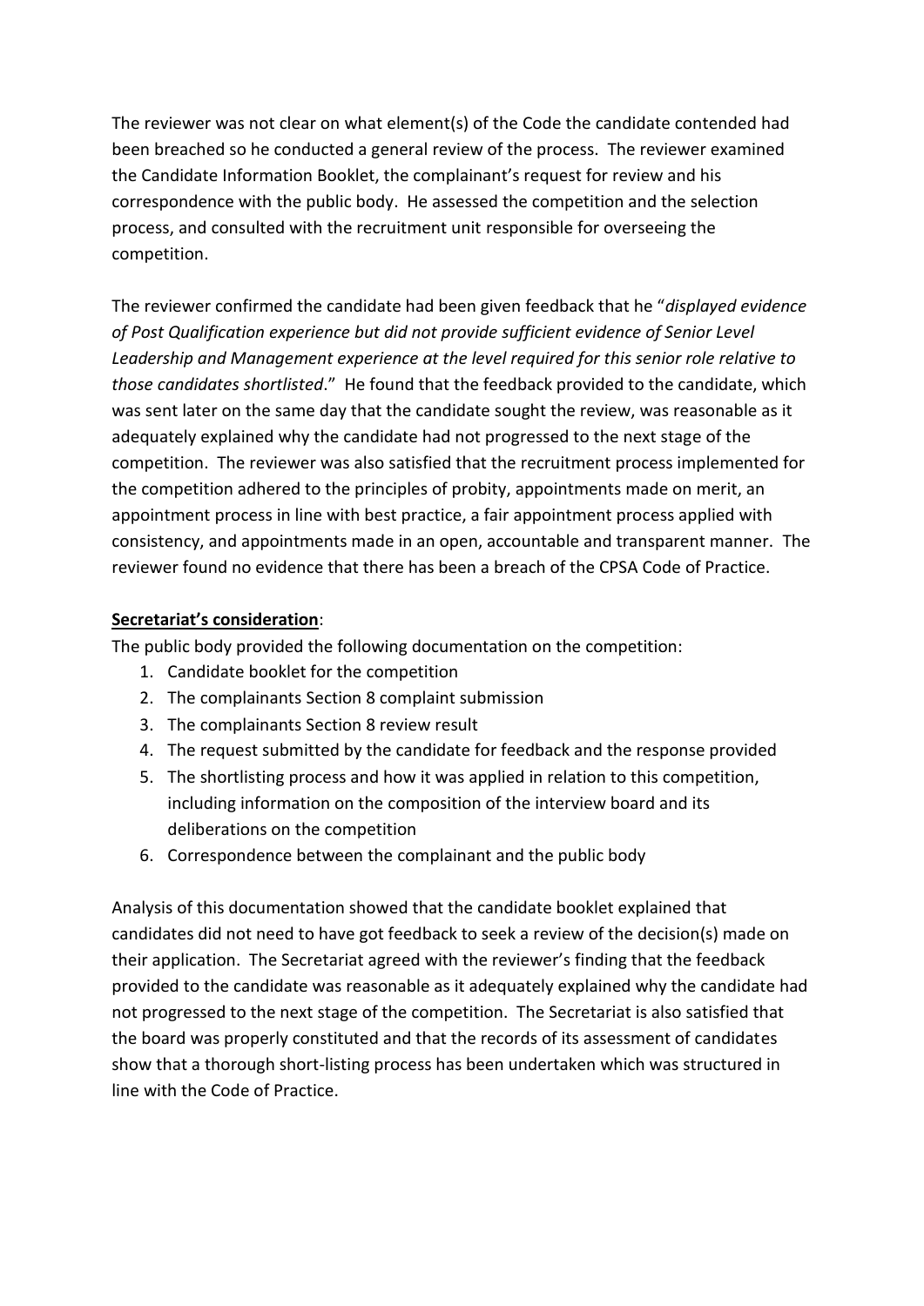The reviewer was not clear on what element(s) of the Code the candidate contended had been breached so he conducted a general review of the process. The reviewer examined the Candidate Information Booklet, the complainant's request for review and his correspondence with the public body. He assessed the competition and the selection process, and consulted with the recruitment unit responsible for overseeing the competition.

The reviewer confirmed the candidate had been given feedback that he "*displayed evidence of Post Qualification experience but did not provide sufficient evidence of Senior Level Leadership and Management experience at the level required for this senior role relative to those candidates shortlisted*." He found that the feedback provided to the candidate, which was sent later on the same day that the candidate sought the review, was reasonable as it adequately explained why the candidate had not progressed to the next stage of the competition. The reviewer was also satisfied that the recruitment process implemented for the competition adhered to the principles of probity, appointments made on merit, an appointment process in line with best practice, a fair appointment process applied with consistency, and appointments made in an open, accountable and transparent manner. The reviewer found no evidence that there has been a breach of the CPSA Code of Practice.

**Secretariat's consideration**:

The public body provided the following documentation on the competition:

1. Candidate booklet for the competition
2. The complainants Section 8 complaint submission
3. The complainants Section 8 review result
4. The request submitted by the candidate for feedback and the response provided
5. The shortlisting process and how it was applied in relation to this competition, including information on the composition of the interview board and its deliberations on the competition
6. Correspondence between the complainant and the public body

Analysis of this documentation showed that the candidate booklet explained that candidates did not need to have got feedback to seek a review of the decision(s) made on their application. The Secretariat agreed with the reviewer's finding that the feedback provided to the candidate was reasonable as it adequately explained why the candidate had not progressed to the next stage of the competition. The Secretariat is also satisfied that the board was properly constituted and that the records of its assessment of candidates show that a thorough short-listing process has been undertaken which was structured in line with the Code of Practice.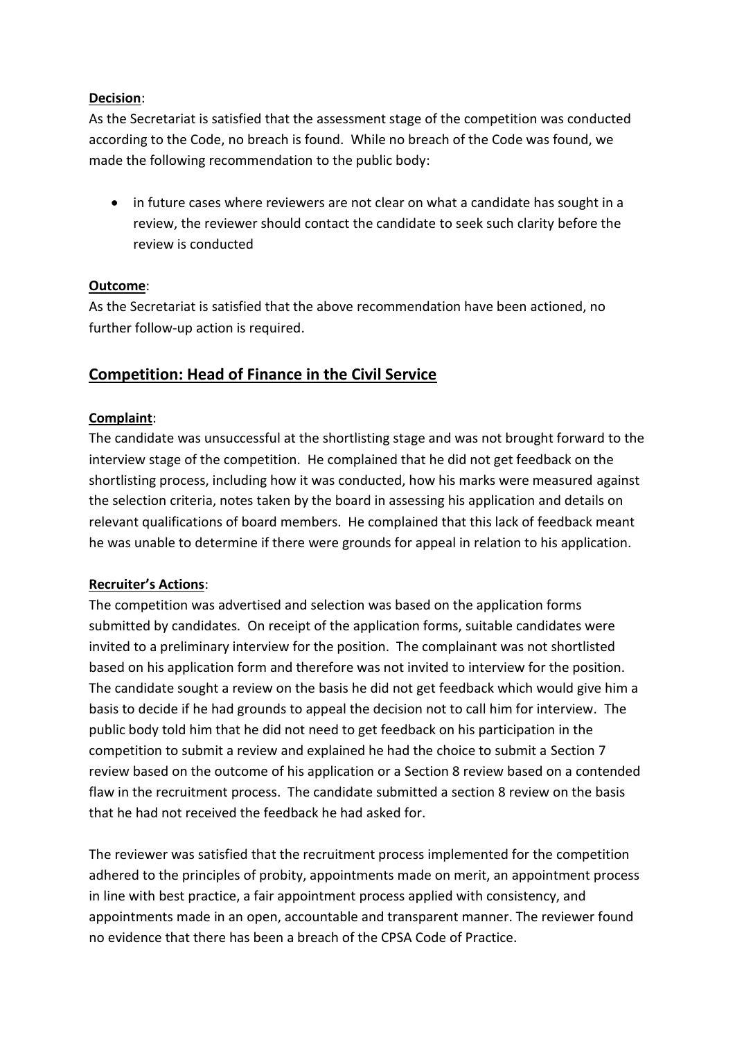**Decision**:

As the Secretariat is satisfied that the assessment stage of the competition was conducted according to the Code, no breach is found. While no breach of the Code was found, we made the following recommendation to the public body:

- in future cases where reviewers are not clear on what a candidate has sought in a review, the reviewer should contact the candidate to seek such clarity before the review is conducted

**Outcome**:

As the Secretariat is satisfied that the above recommendation have been actioned, no further follow-up action is required.

## Competition: Head of Finance in the Civil Service

**Complaint**:

The candidate was unsuccessful at the shortlisting stage and was not brought forward to the interview stage of the competition. He complained that he did not get feedback on the shortlisting process, including how it was conducted, how his marks were measured against the selection criteria, notes taken by the board in assessing his application and details on relevant qualifications of board members. He complained that this lack of feedback meant he was unable to determine if there were grounds for appeal in relation to his application.

**Recruiter's Actions**:

The competition was advertised and selection was based on the application forms submitted by candidates. On receipt of the application forms, suitable candidates were invited to a preliminary interview for the position. The complainant was not shortlisted based on his application form and therefore was not invited to interview for the position. The candidate sought a review on the basis he did not get feedback which would give him a basis to decide if he had grounds to appeal the decision not to call him for interview. The public body told him that he did not need to get feedback on his participation in the competition to submit a review and explained he had the choice to submit a Section 7 review based on the outcome of his application or a Section 8 review based on a contended flaw in the recruitment process. The candidate submitted a section 8 review on the basis that he had not received the feedback he had asked for.

The reviewer was satisfied that the recruitment process implemented for the competition adhered to the principles of probity, appointments made on merit, an appointment process in line with best practice, a fair appointment process applied with consistency, and appointments made in an open, accountable and transparent manner. The reviewer found no evidence that there has been a breach of the CPSA Code of Practice.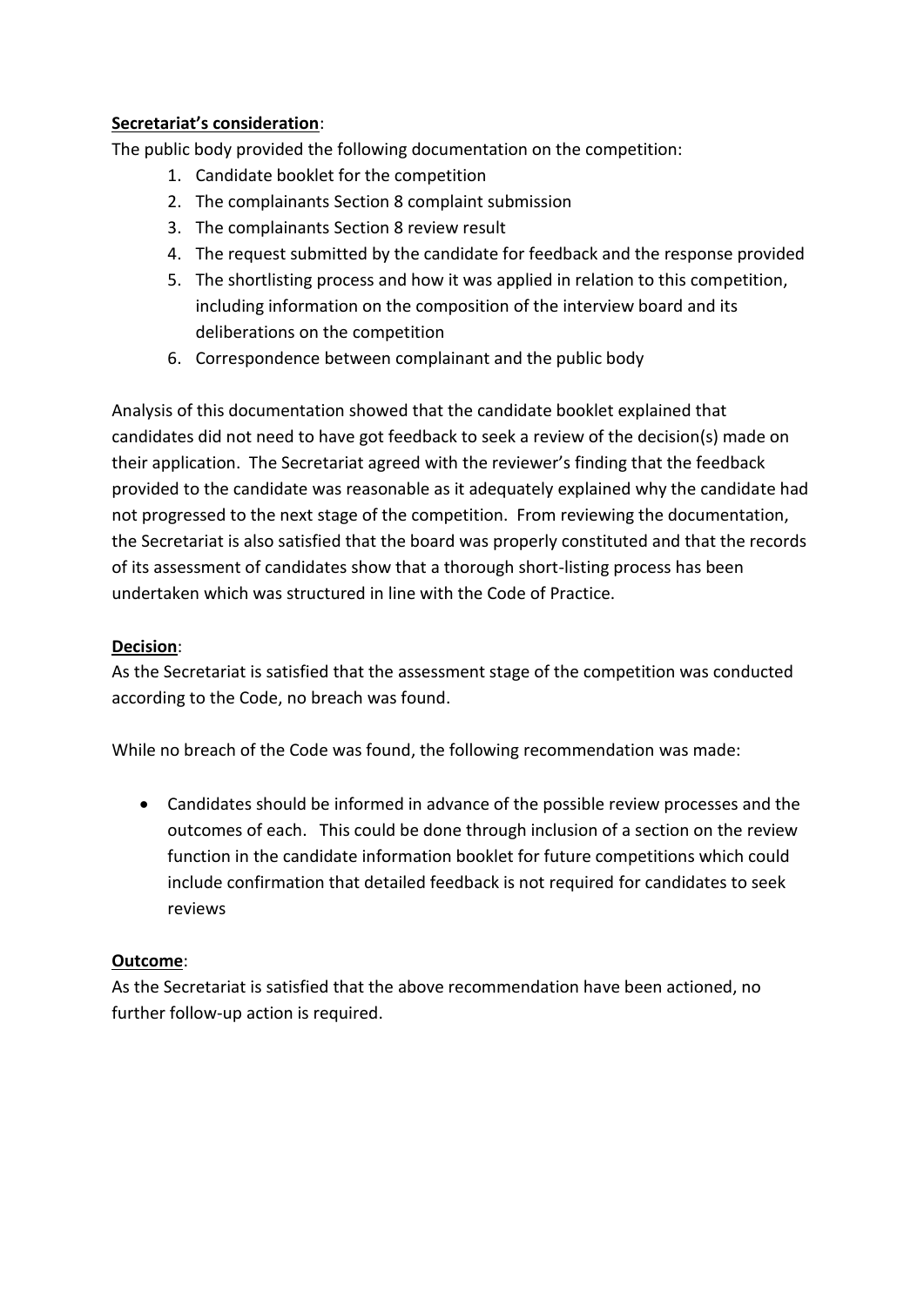**Secretariat's consideration**:

The public body provided the following documentation on the competition:

1. Candidate booklet for the competition
2. The complainants Section 8 complaint submission
3. The complainants Section 8 review result
4. The request submitted by the candidate for feedback and the response provided
5. The shortlisting process and how it was applied in relation to this competition, including information on the composition of the interview board and its deliberations on the competition
6. Correspondence between complainant and the public body

Analysis of this documentation showed that the candidate booklet explained that candidates did not need to have got feedback to seek a review of the decision(s) made on their application. The Secretariat agreed with the reviewer's finding that the feedback provided to the candidate was reasonable as it adequately explained why the candidate had not progressed to the next stage of the competition. From reviewing the documentation, the Secretariat is also satisfied that the board was properly constituted and that the records of its assessment of candidates show that a thorough short-listing process has been undertaken which was structured in line with the Code of Practice.

**Decision**:

As the Secretariat is satisfied that the assessment stage of the competition was conducted according to the Code, no breach was found.

While no breach of the Code was found, the following recommendation was made:

- Candidates should be informed in advance of the possible review processes and the outcomes of each. This could be done through inclusion of a section on the review function in the candidate information booklet for future competitions which could include confirmation that detailed feedback is not required for candidates to seek reviews

**Outcome**:

As the Secretariat is satisfied that the above recommendation have been actioned, no further follow-up action is required.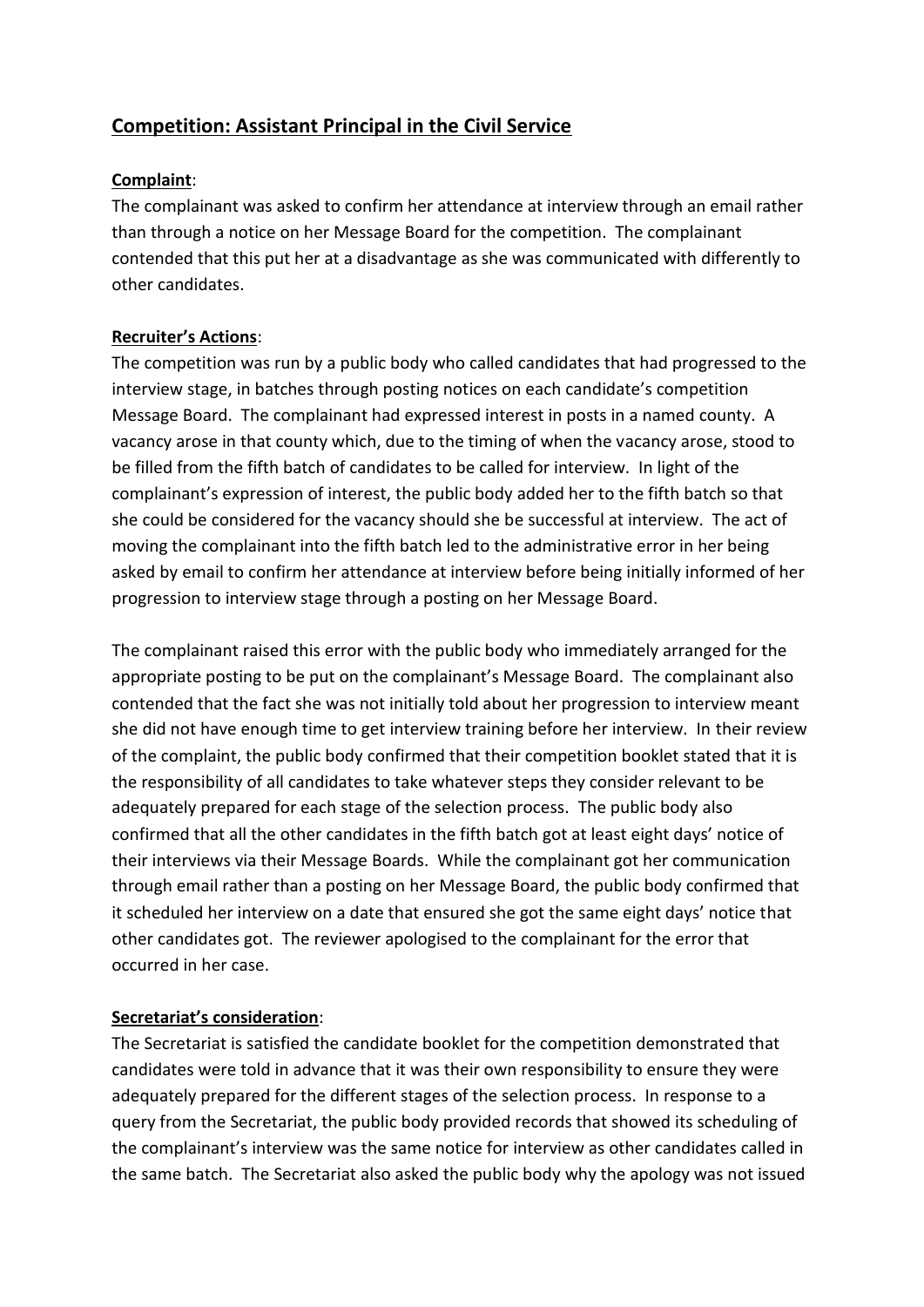## Competition: Assistant Principal in the Civil Service

**Complaint**:

The complainant was asked to confirm her attendance at interview through an email rather than through a notice on her Message Board for the competition. The complainant contended that this put her at a disadvantage as she was communicated with differently to other candidates.

**Recruiter's Actions**:

The competition was run by a public body who called candidates that had progressed to the interview stage, in batches through posting notices on each candidate's competition Message Board. The complainant had expressed interest in posts in a named county. A vacancy arose in that county which, due to the timing of when the vacancy arose, stood to be filled from the fifth batch of candidates to be called for interview. In light of the complainant's expression of interest, the public body added her to the fifth batch so that she could be considered for the vacancy should she be successful at interview. The act of moving the complainant into the fifth batch led to the administrative error in her being asked by email to confirm her attendance at interview before being initially informed of her progression to interview stage through a posting on her Message Board.

The complainant raised this error with the public body who immediately arranged for the appropriate posting to be put on the complainant's Message Board. The complainant also contended that the fact she was not initially told about her progression to interview meant she did not have enough time to get interview training before her interview. In their review of the complaint, the public body confirmed that their competition booklet stated that it is the responsibility of all candidates to take whatever steps they consider relevant to be adequately prepared for each stage of the selection process. The public body also confirmed that all the other candidates in the fifth batch got at least eight days' notice of their interviews via their Message Boards. While the complainant got her communication through email rather than a posting on her Message Board, the public body confirmed that it scheduled her interview on a date that ensured she got the same eight days' notice that other candidates got. The reviewer apologised to the complainant for the error that occurred in her case.

**Secretariat's consideration**:

The Secretariat is satisfied the candidate booklet for the competition demonstrated that candidates were told in advance that it was their own responsibility to ensure they were adequately prepared for the different stages of the selection process. In response to a query from the Secretariat, the public body provided records that showed its scheduling of the complainant's interview was the same notice for interview as other candidates called in the same batch. The Secretariat also asked the public body why the apology was not issued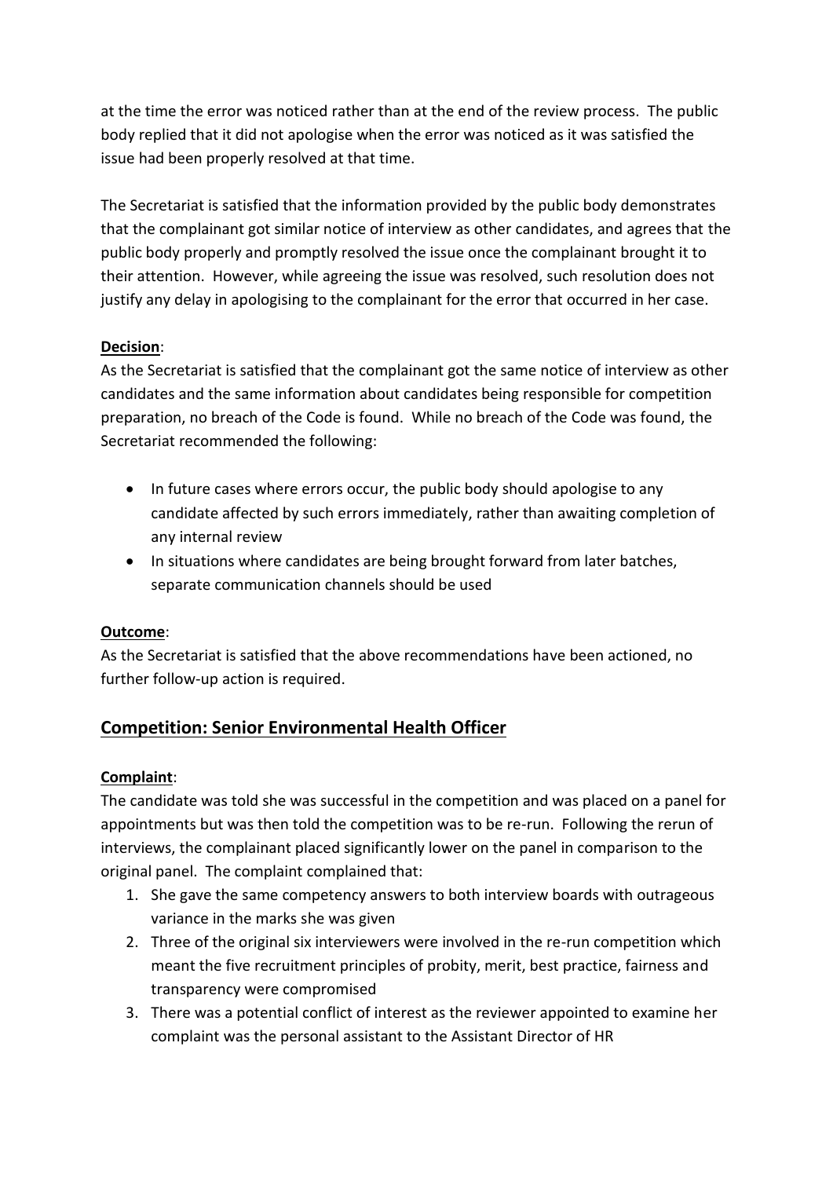at the time the error was noticed rather than at the end of the review process. The public body replied that it did not apologise when the error was noticed as it was satisfied the issue had been properly resolved at that time.

The Secretariat is satisfied that the information provided by the public body demonstrates that the complainant got similar notice of interview as other candidates, and agrees that the public body properly and promptly resolved the issue once the complainant brought it to their attention. However, while agreeing the issue was resolved, such resolution does not justify any delay in apologising to the complainant for the error that occurred in her case.

**Decision**:
As the Secretariat is satisfied that the complainant got the same notice of interview as other candidates and the same information about candidates being responsible for competition preparation, no breach of the Code is found. While no breach of the Code was found, the Secretariat recommended the following:

- In future cases where errors occur, the public body should apologise to any candidate affected by such errors immediately, rather than awaiting completion of any internal review
- In situations where candidates are being brought forward from later batches, separate communication channels should be used

**Outcome**:
As the Secretariat is satisfied that the above recommendations have been actioned, no further follow-up action is required.

## Competition: Senior Environmental Health Officer

**Complaint**:
The candidate was told she was successful in the competition and was placed on a panel for appointments but was then told the competition was to be re-run. Following the rerun of interviews, the complainant placed significantly lower on the panel in comparison to the original panel. The complaint complained that:

1. She gave the same competency answers to both interview boards with outrageous variance in the marks she was given
2. Three of the original six interviewers were involved in the re-run competition which meant the five recruitment principles of probity, merit, best practice, fairness and transparency were compromised
3. There was a potential conflict of interest as the reviewer appointed to examine her complaint was the personal assistant to the Assistant Director of HR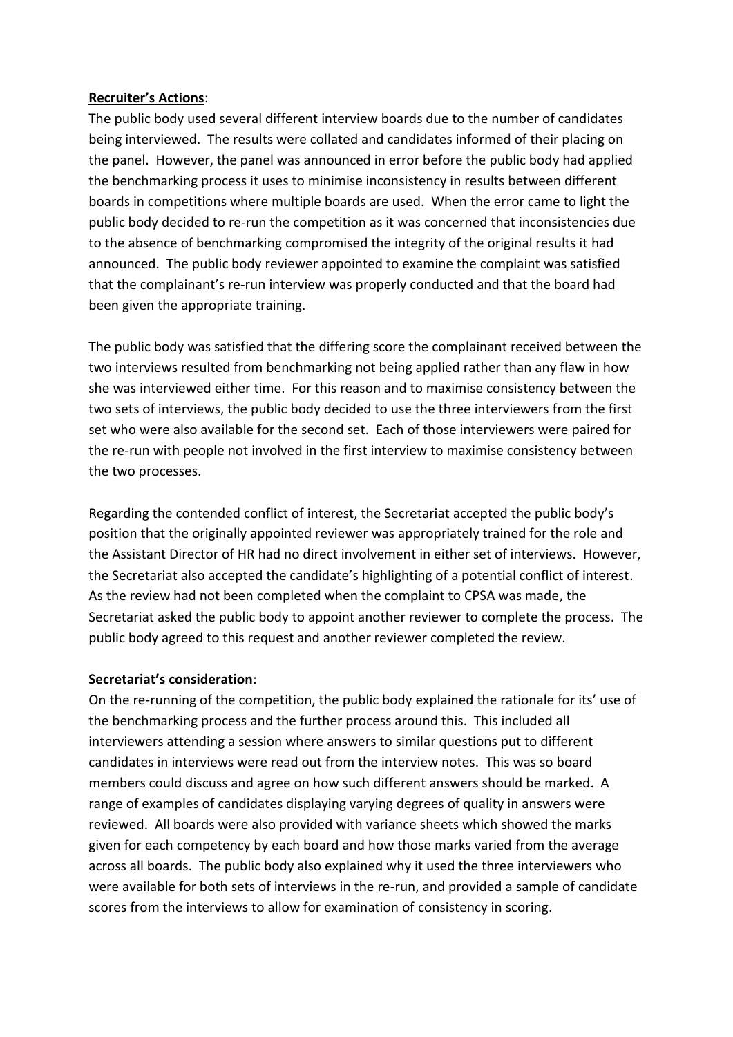**Recruiter's Actions**:

The public body used several different interview boards due to the number of candidates being interviewed. The results were collated and candidates informed of their placing on the panel. However, the panel was announced in error before the public body had applied the benchmarking process it uses to minimise inconsistency in results between different boards in competitions where multiple boards are used. When the error came to light the public body decided to re-run the competition as it was concerned that inconsistencies due to the absence of benchmarking compromised the integrity of the original results it had announced. The public body reviewer appointed to examine the complaint was satisfied that the complainant's re-run interview was properly conducted and that the board had been given the appropriate training.

The public body was satisfied that the differing score the complainant received between the two interviews resulted from benchmarking not being applied rather than any flaw in how she was interviewed either time. For this reason and to maximise consistency between the two sets of interviews, the public body decided to use the three interviewers from the first set who were also available for the second set. Each of those interviewers were paired for the re-run with people not involved in the first interview to maximise consistency between the two processes.

Regarding the contended conflict of interest, the Secretariat accepted the public body's position that the originally appointed reviewer was appropriately trained for the role and the Assistant Director of HR had no direct involvement in either set of interviews. However, the Secretariat also accepted the candidate's highlighting of a potential conflict of interest. As the review had not been completed when the complaint to CPSA was made, the Secretariat asked the public body to appoint another reviewer to complete the process. The public body agreed to this request and another reviewer completed the review.

**Secretariat's consideration**:

On the re-running of the competition, the public body explained the rationale for its' use of the benchmarking process and the further process around this. This included all interviewers attending a session where answers to similar questions put to different candidates in interviews were read out from the interview notes. This was so board members could discuss and agree on how such different answers should be marked. A range of examples of candidates displaying varying degrees of quality in answers were reviewed. All boards were also provided with variance sheets which showed the marks given for each competency by each board and how those marks varied from the average across all boards. The public body also explained why it used the three interviewers who were available for both sets of interviews in the re-run, and provided a sample of candidate scores from the interviews to allow for examination of consistency in scoring.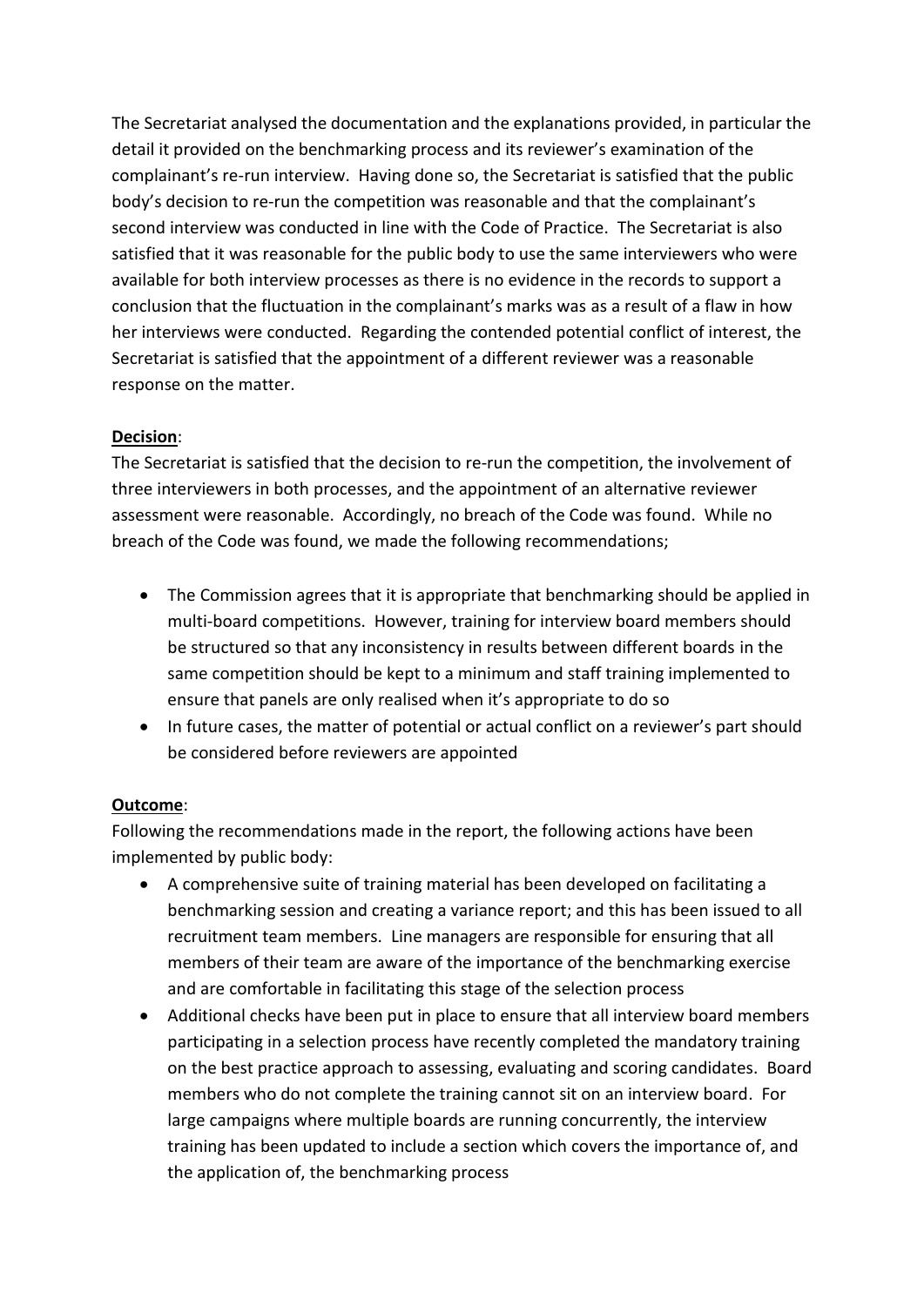The Secretariat analysed the documentation and the explanations provided, in particular the detail it provided on the benchmarking process and its reviewer's examination of the complainant's re-run interview. Having done so, the Secretariat is satisfied that the public body's decision to re-run the competition was reasonable and that the complainant's second interview was conducted in line with the Code of Practice. The Secretariat is also satisfied that it was reasonable for the public body to use the same interviewers who were available for both interview processes as there is no evidence in the records to support a conclusion that the fluctuation in the complainant's marks was as a result of a flaw in how her interviews were conducted. Regarding the contended potential conflict of interest, the Secretariat is satisfied that the appointment of a different reviewer was a reasonable response on the matter.

**Decision**:
The Secretariat is satisfied that the decision to re-run the competition, the involvement of three interviewers in both processes, and the appointment of an alternative reviewer assessment were reasonable. Accordingly, no breach of the Code was found. While no breach of the Code was found, we made the following recommendations;

- The Commission agrees that it is appropriate that benchmarking should be applied in multi-board competitions. However, training for interview board members should be structured so that any inconsistency in results between different boards in the same competition should be kept to a minimum and staff training implemented to ensure that panels are only realised when it's appropriate to do so
- In future cases, the matter of potential or actual conflict on a reviewer's part should be considered before reviewers are appointed

**Outcome**:
Following the recommendations made in the report, the following actions have been implemented by public body:

- A comprehensive suite of training material has been developed on facilitating a benchmarking session and creating a variance report; and this has been issued to all recruitment team members. Line managers are responsible for ensuring that all members of their team are aware of the importance of the benchmarking exercise and are comfortable in facilitating this stage of the selection process
- Additional checks have been put in place to ensure that all interview board members participating in a selection process have recently completed the mandatory training on the best practice approach to assessing, evaluating and scoring candidates. Board members who do not complete the training cannot sit on an interview board. For large campaigns where multiple boards are running concurrently, the interview training has been updated to include a section which covers the importance of, and the application of, the benchmarking process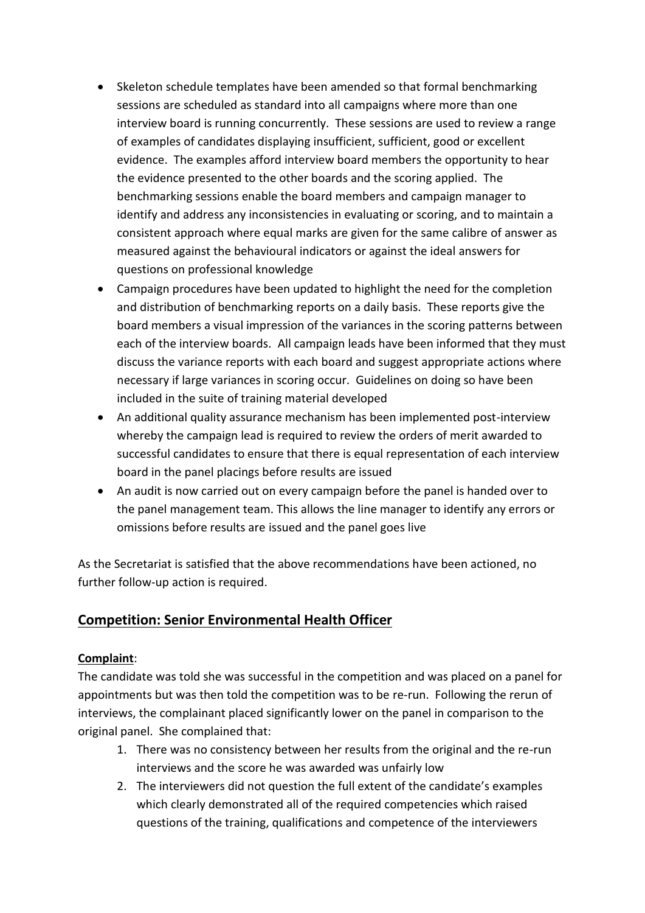- Skeleton schedule templates have been amended so that formal benchmarking sessions are scheduled as standard into all campaigns where more than one interview board is running concurrently. These sessions are used to review a range of examples of candidates displaying insufficient, sufficient, good or excellent evidence. The examples afford interview board members the opportunity to hear the evidence presented to the other boards and the scoring applied. The benchmarking sessions enable the board members and campaign manager to identify and address any inconsistencies in evaluating or scoring, and to maintain a consistent approach where equal marks are given for the same calibre of answer as measured against the behavioural indicators or against the ideal answers for questions on professional knowledge
- Campaign procedures have been updated to highlight the need for the completion and distribution of benchmarking reports on a daily basis. These reports give the board members a visual impression of the variances in the scoring patterns between each of the interview boards. All campaign leads have been informed that they must discuss the variance reports with each board and suggest appropriate actions where necessary if large variances in scoring occur. Guidelines on doing so have been included in the suite of training material developed
- An additional quality assurance mechanism has been implemented post-interview whereby the campaign lead is required to review the orders of merit awarded to successful candidates to ensure that there is equal representation of each interview board in the panel placings before results are issued
- An audit is now carried out on every campaign before the panel is handed over to the panel management team. This allows the line manager to identify any errors or omissions before results are issued and the panel goes live

As the Secretariat is satisfied that the above recommendations have been actioned, no further follow-up action is required.

## Competition: Senior Environmental Health Officer

**Complaint**:

The candidate was told she was successful in the competition and was placed on a panel for appointments but was then told the competition was to be re-run. Following the rerun of interviews, the complainant placed significantly lower on the panel in comparison to the original panel. She complained that:

1. There was no consistency between her results from the original and the re-run interviews and the score he was awarded was unfairly low
2. The interviewers did not question the full extent of the candidate's examples which clearly demonstrated all of the required competencies which raised questions of the training, qualifications and competence of the interviewers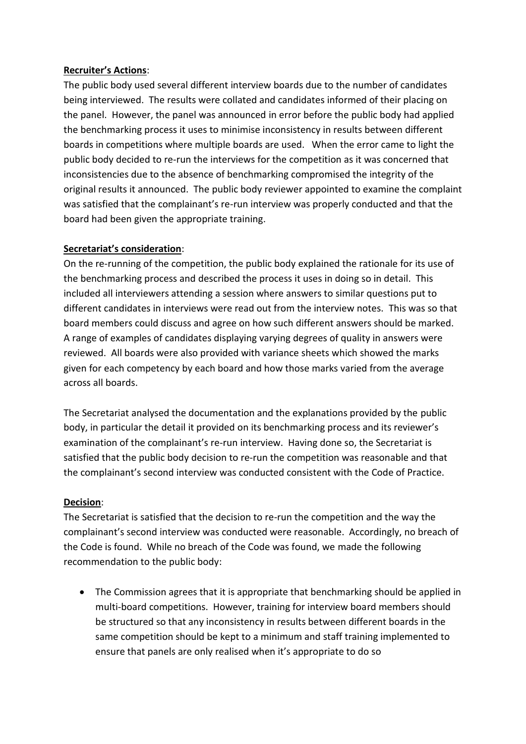**Recruiter's Actions**:

The public body used several different interview boards due to the number of candidates being interviewed. The results were collated and candidates informed of their placing on the panel. However, the panel was announced in error before the public body had applied the benchmarking process it uses to minimise inconsistency in results between different boards in competitions where multiple boards are used. When the error came to light the public body decided to re-run the interviews for the competition as it was concerned that inconsistencies due to the absence of benchmarking compromised the integrity of the original results it announced. The public body reviewer appointed to examine the complaint was satisfied that the complainant's re-run interview was properly conducted and that the board had been given the appropriate training.

**Secretariat's consideration**:

On the re-running of the competition, the public body explained the rationale for its use of the benchmarking process and described the process it uses in doing so in detail. This included all interviewers attending a session where answers to similar questions put to different candidates in interviews were read out from the interview notes. This was so that board members could discuss and agree on how such different answers should be marked. A range of examples of candidates displaying varying degrees of quality in answers were reviewed. All boards were also provided with variance sheets which showed the marks given for each competency by each board and how those marks varied from the average across all boards.

The Secretariat analysed the documentation and the explanations provided by the public body, in particular the detail it provided on its benchmarking process and its reviewer's examination of the complainant's re-run interview. Having done so, the Secretariat is satisfied that the public body decision to re-run the competition was reasonable and that the complainant's second interview was conducted consistent with the Code of Practice.

**Decision**:

The Secretariat is satisfied that the decision to re-run the competition and the way the complainant's second interview was conducted were reasonable. Accordingly, no breach of the Code is found. While no breach of the Code was found, we made the following recommendation to the public body:

- The Commission agrees that it is appropriate that benchmarking should be applied in multi-board competitions. However, training for interview board members should be structured so that any inconsistency in results between different boards in the same competition should be kept to a minimum and staff training implemented to ensure that panels are only realised when it's appropriate to do so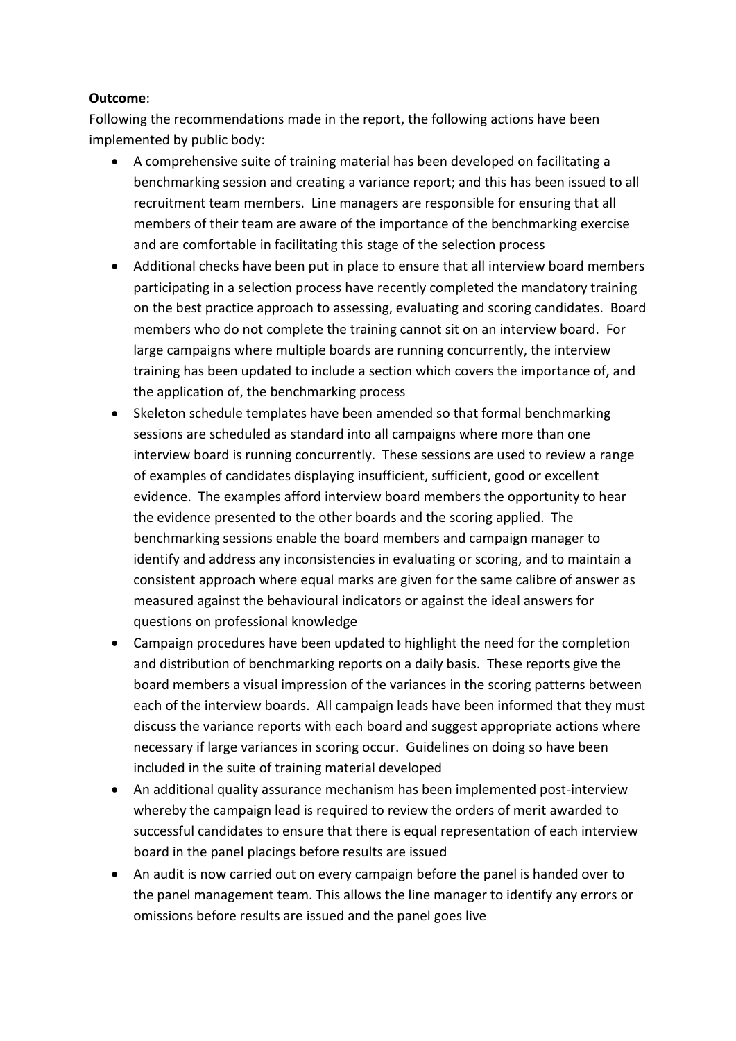**Outcome**:

Following the recommendations made in the report, the following actions have been implemented by public body:

- A comprehensive suite of training material has been developed on facilitating a benchmarking session and creating a variance report; and this has been issued to all recruitment team members. Line managers are responsible for ensuring that all members of their team are aware of the importance of the benchmarking exercise and are comfortable in facilitating this stage of the selection process
- Additional checks have been put in place to ensure that all interview board members participating in a selection process have recently completed the mandatory training on the best practice approach to assessing, evaluating and scoring candidates. Board members who do not complete the training cannot sit on an interview board. For large campaigns where multiple boards are running concurrently, the interview training has been updated to include a section which covers the importance of, and the application of, the benchmarking process
- Skeleton schedule templates have been amended so that formal benchmarking sessions are scheduled as standard into all campaigns where more than one interview board is running concurrently. These sessions are used to review a range of examples of candidates displaying insufficient, sufficient, good or excellent evidence. The examples afford interview board members the opportunity to hear the evidence presented to the other boards and the scoring applied. The benchmarking sessions enable the board members and campaign manager to identify and address any inconsistencies in evaluating or scoring, and to maintain a consistent approach where equal marks are given for the same calibre of answer as measured against the behavioural indicators or against the ideal answers for questions on professional knowledge
- Campaign procedures have been updated to highlight the need for the completion and distribution of benchmarking reports on a daily basis. These reports give the board members a visual impression of the variances in the scoring patterns between each of the interview boards. All campaign leads have been informed that they must discuss the variance reports with each board and suggest appropriate actions where necessary if large variances in scoring occur. Guidelines on doing so have been included in the suite of training material developed
- An additional quality assurance mechanism has been implemented post-interview whereby the campaign lead is required to review the orders of merit awarded to successful candidates to ensure that there is equal representation of each interview board in the panel placings before results are issued
- An audit is now carried out on every campaign before the panel is handed over to the panel management team. This allows the line manager to identify any errors or omissions before results are issued and the panel goes live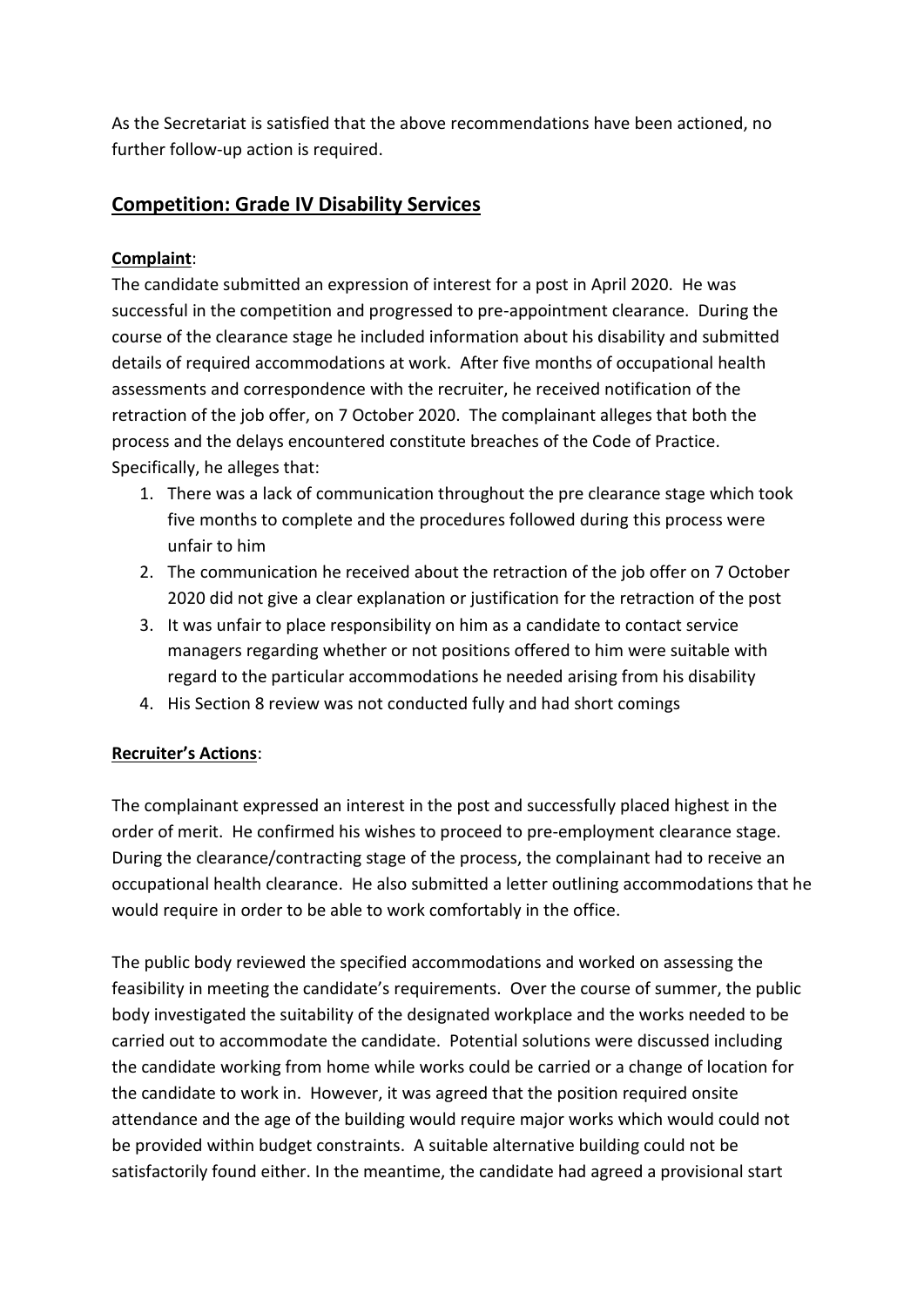As the Secretariat is satisfied that the above recommendations have been actioned, no further follow-up action is required.

## Competition: Grade IV Disability Services

**Complaint**:

The candidate submitted an expression of interest for a post in April 2020. He was successful in the competition and progressed to pre-appointment clearance. During the course of the clearance stage he included information about his disability and submitted details of required accommodations at work. After five months of occupational health assessments and correspondence with the recruiter, he received notification of the retraction of the job offer, on 7 October 2020. The complainant alleges that both the process and the delays encountered constitute breaches of the Code of Practice. Specifically, he alleges that:

1. There was a lack of communication throughout the pre clearance stage which took five months to complete and the procedures followed during this process were unfair to him
2. The communication he received about the retraction of the job offer on 7 October 2020 did not give a clear explanation or justification for the retraction of the post
3. It was unfair to place responsibility on him as a candidate to contact service managers regarding whether or not positions offered to him were suitable with regard to the particular accommodations he needed arising from his disability
4. His Section 8 review was not conducted fully and had short comings

**Recruiter's Actions**:

The complainant expressed an interest in the post and successfully placed highest in the order of merit. He confirmed his wishes to proceed to pre-employment clearance stage. During the clearance/contracting stage of the process, the complainant had to receive an occupational health clearance. He also submitted a letter outlining accommodations that he would require in order to be able to work comfortably in the office.

The public body reviewed the specified accommodations and worked on assessing the feasibility in meeting the candidate's requirements. Over the course of summer, the public body investigated the suitability of the designated workplace and the works needed to be carried out to accommodate the candidate. Potential solutions were discussed including the candidate working from home while works could be carried or a change of location for the candidate to work in. However, it was agreed that the position required onsite attendance and the age of the building would require major works which would could not be provided within budget constraints. A suitable alternative building could not be satisfactorily found either. In the meantime, the candidate had agreed a provisional start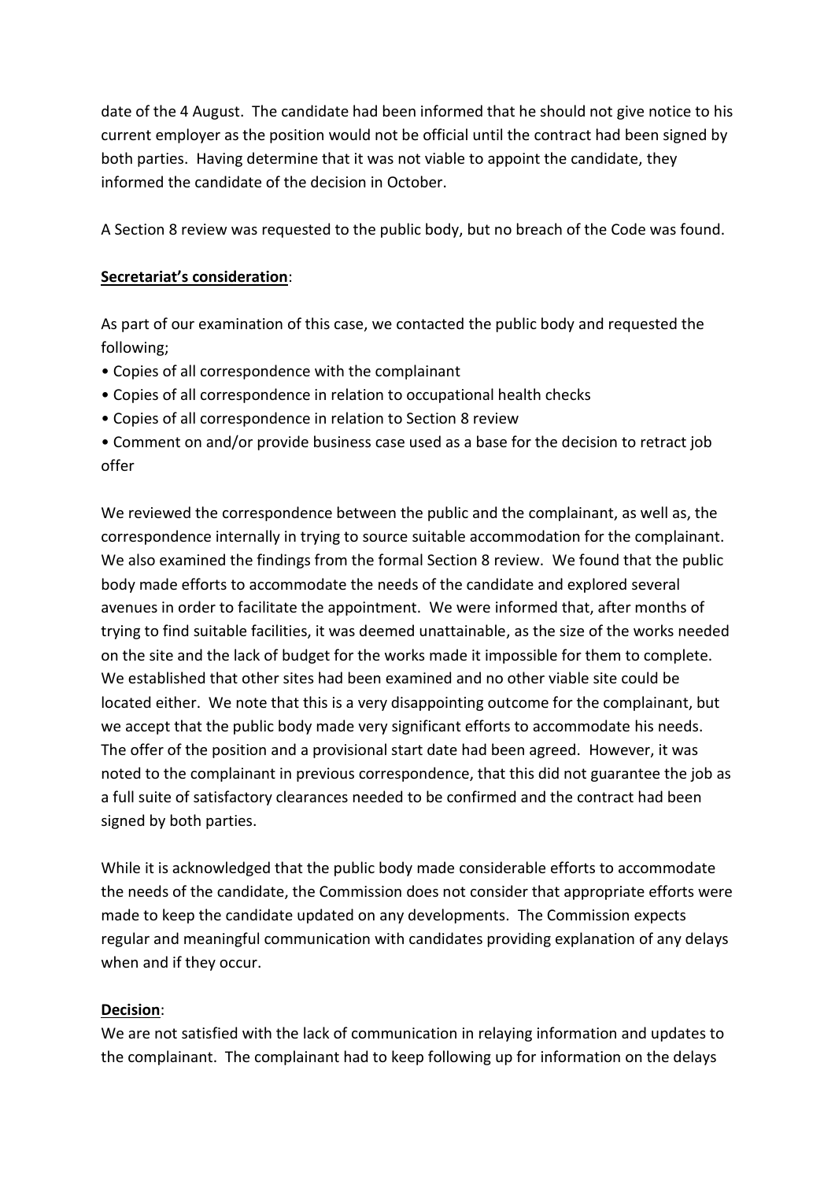date of the 4 August. The candidate had been informed that he should not give notice to his current employer as the position would not be official until the contract had been signed by both parties. Having determine that it was not viable to appoint the candidate, they informed the candidate of the decision in October.

A Section 8 review was requested to the public body, but no breach of the Code was found.

**Secretariat's consideration**:

As part of our examination of this case, we contacted the public body and requested the following;

- Copies of all correspondence with the complainant
- Copies of all correspondence in relation to occupational health checks
- Copies of all correspondence in relation to Section 8 review
- Comment on and/or provide business case used as a base for the decision to retract job offer

We reviewed the correspondence between the public and the complainant, as well as, the correspondence internally in trying to source suitable accommodation for the complainant. We also examined the findings from the formal Section 8 review. We found that the public body made efforts to accommodate the needs of the candidate and explored several avenues in order to facilitate the appointment. We were informed that, after months of trying to find suitable facilities, it was deemed unattainable, as the size of the works needed on the site and the lack of budget for the works made it impossible for them to complete. We established that other sites had been examined and no other viable site could be located either. We note that this is a very disappointing outcome for the complainant, but we accept that the public body made very significant efforts to accommodate his needs. The offer of the position and a provisional start date had been agreed. However, it was noted to the complainant in previous correspondence, that this did not guarantee the job as a full suite of satisfactory clearances needed to be confirmed and the contract had been signed by both parties.

While it is acknowledged that the public body made considerable efforts to accommodate the needs of the candidate, the Commission does not consider that appropriate efforts were made to keep the candidate updated on any developments. The Commission expects regular and meaningful communication with candidates providing explanation of any delays when and if they occur.

**Decision**:

We are not satisfied with the lack of communication in relaying information and updates to the complainant. The complainant had to keep following up for information on the delays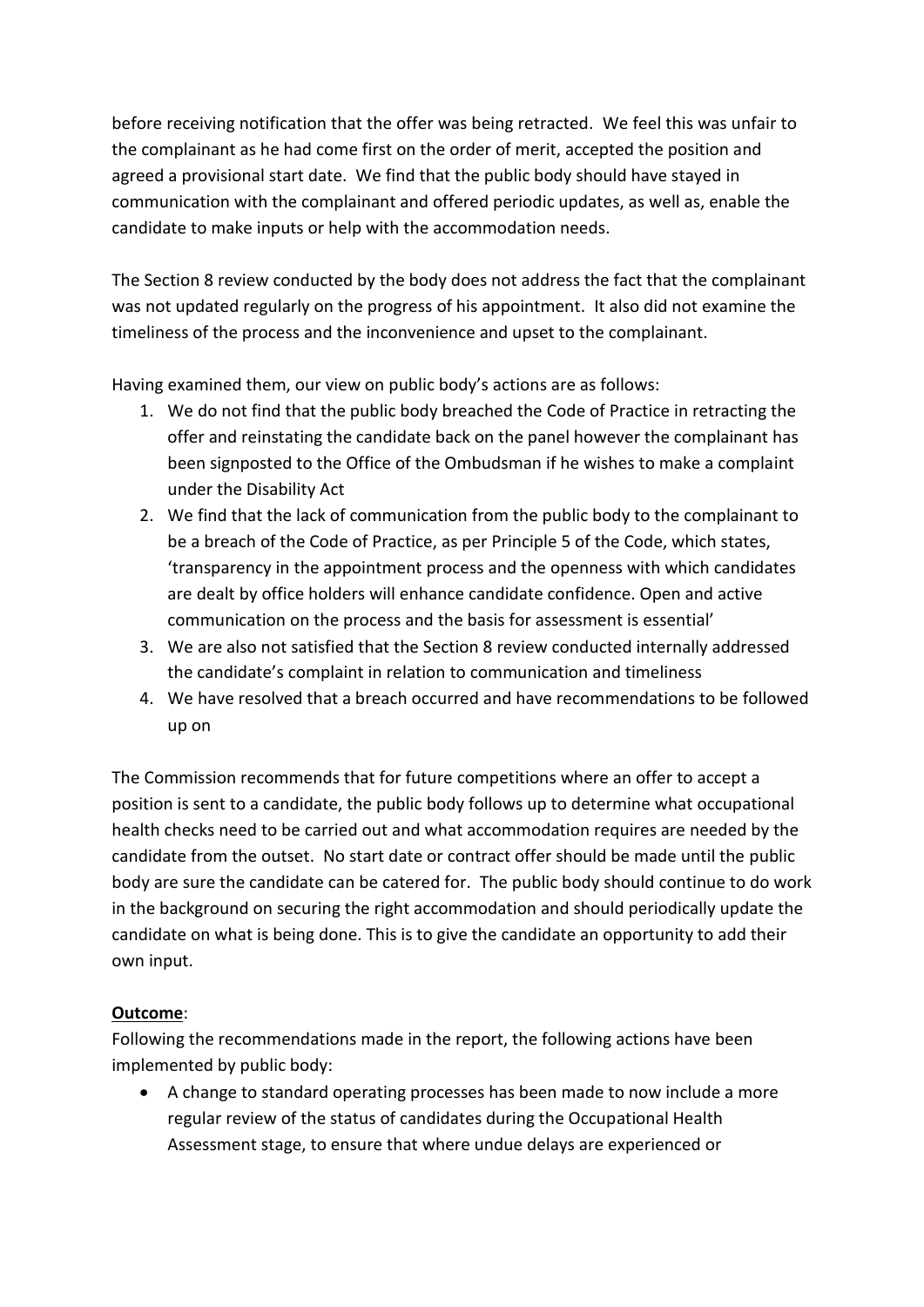before receiving notification that the offer was being retracted. We feel this was unfair to the complainant as he had come first on the order of merit, accepted the position and agreed a provisional start date. We find that the public body should have stayed in communication with the complainant and offered periodic updates, as well as, enable the candidate to make inputs or help with the accommodation needs.

The Section 8 review conducted by the body does not address the fact that the complainant was not updated regularly on the progress of his appointment. It also did not examine the timeliness of the process and the inconvenience and upset to the complainant.

Having examined them, our view on public body's actions are as follows:

1. We do not find that the public body breached the Code of Practice in retracting the offer and reinstating the candidate back on the panel however the complainant has been signposted to the Office of the Ombudsman if he wishes to make a complaint under the Disability Act
2. We find that the lack of communication from the public body to the complainant to be a breach of the Code of Practice, as per Principle 5 of the Code, which states, 'transparency in the appointment process and the openness with which candidates are dealt by office holders will enhance candidate confidence. Open and active communication on the process and the basis for assessment is essential'
3. We are also not satisfied that the Section 8 review conducted internally addressed the candidate's complaint in relation to communication and timeliness
4. We have resolved that a breach occurred and have recommendations to be followed up on

The Commission recommends that for future competitions where an offer to accept a position is sent to a candidate, the public body follows up to determine what occupational health checks need to be carried out and what accommodation requires are needed by the candidate from the outset. No start date or contract offer should be made until the public body are sure the candidate can be catered for. The public body should continue to do work in the background on securing the right accommodation and should periodically update the candidate on what is being done. This is to give the candidate an opportunity to add their own input.

**Outcome**:

Following the recommendations made in the report, the following actions have been implemented by public body:

- A change to standard operating processes has been made to now include a more regular review of the status of candidates during the Occupational Health Assessment stage, to ensure that where undue delays are experienced or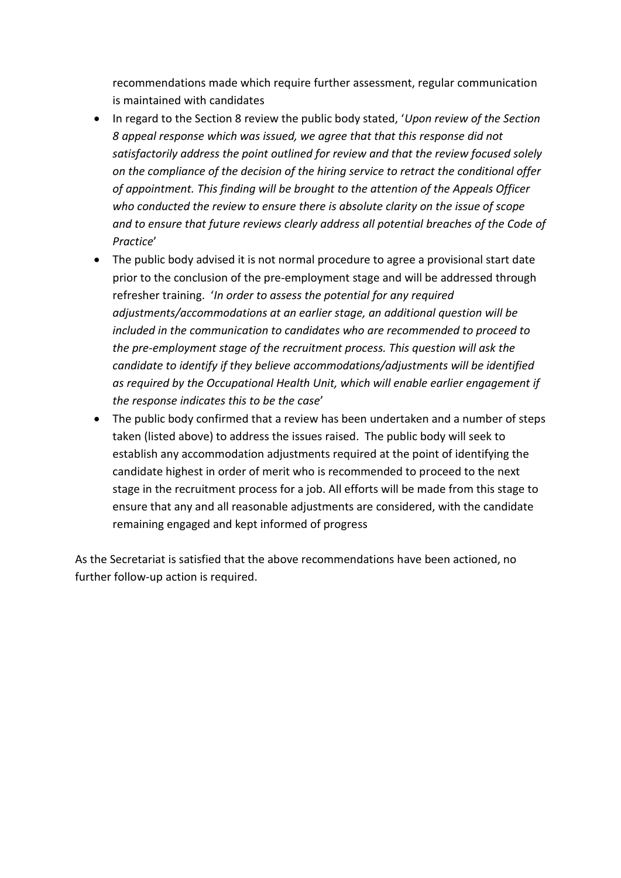recommendations made which require further assessment, regular communication is maintained with candidates

- In regard to the Section 8 review the public body stated, '*Upon review of the Section 8 appeal response which was issued, we agree that that this response did not satisfactorily address the point outlined for review and that the review focused solely on the compliance of the decision of the hiring service to retract the conditional offer of appointment. This finding will be brought to the attention of the Appeals Officer who conducted the review to ensure there is absolute clarity on the issue of scope and to ensure that future reviews clearly address all potential breaches of the Code of Practice*'
- The public body advised it is not normal procedure to agree a provisional start date prior to the conclusion of the pre-employment stage and will be addressed through refresher training. '*In order to assess the potential for any required adjustments/accommodations at an earlier stage, an additional question will be included in the communication to candidates who are recommended to proceed to the pre-employment stage of the recruitment process. This question will ask the candidate to identify if they believe accommodations/adjustments will be identified as required by the Occupational Health Unit, which will enable earlier engagement if the response indicates this to be the case*'
- The public body confirmed that a review has been undertaken and a number of steps taken (listed above) to address the issues raised. The public body will seek to establish any accommodation adjustments required at the point of identifying the candidate highest in order of merit who is recommended to proceed to the next stage in the recruitment process for a job. All efforts will be made from this stage to ensure that any and all reasonable adjustments are considered, with the candidate remaining engaged and kept informed of progress

As the Secretariat is satisfied that the above recommendations have been actioned, no further follow-up action is required.